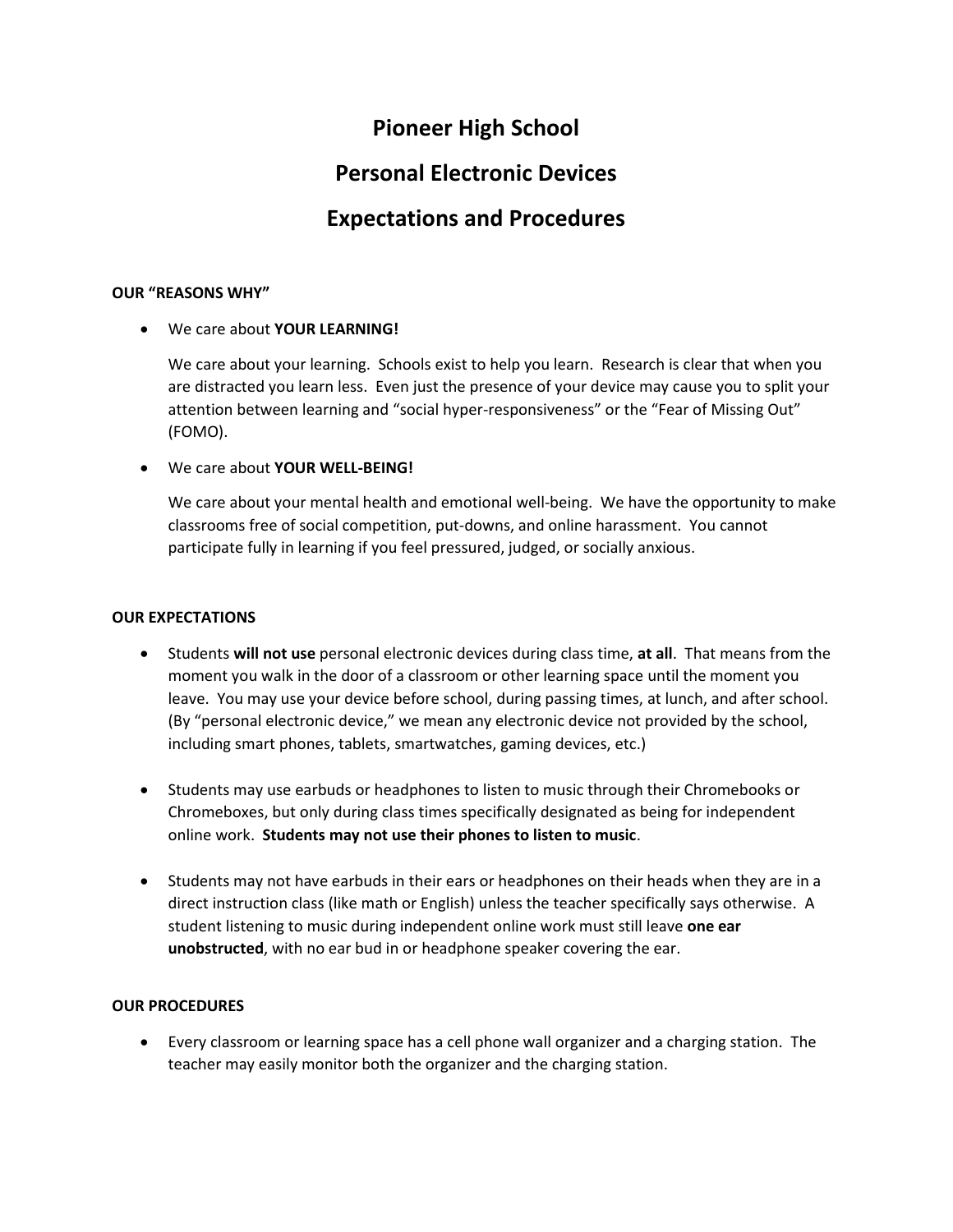# Pioneer High School

# Personal Electronic Devices

# Expectations and Procedures

**OUR "REASONS WHY"**

- We care about **YOUR LEARNING!**

  We care about your learning. Schools exist to help you learn. Research is clear that when you are distracted you learn less. Even just the presence of your device may cause you to split your attention between learning and "social hyper-responsiveness" or the "Fear of Missing Out" (FOMO).

- We care about **YOUR WELL-BEING!**

  We care about your mental health and emotional well-being. We have the opportunity to make classrooms free of social competition, put-downs, and online harassment. You cannot participate fully in learning if you feel pressured, judged, or socially anxious.

**OUR EXPECTATIONS**

- Students **will not use** personal electronic devices during class time, **at all**. That means from the moment you walk in the door of a classroom or other learning space until the moment you leave. You may use your device before school, during passing times, at lunch, and after school. (By "personal electronic device," we mean any electronic device not provided by the school, including smart phones, tablets, smartwatches, gaming devices, etc.)

- Students may use earbuds or headphones to listen to music through their Chromebooks or Chromeboxes, but only during class times specifically designated as being for independent online work. **Students may not use their phones to listen to music**.

- Students may not have earbuds in their ears or headphones on their heads when they are in a direct instruction class (like math or English) unless the teacher specifically says otherwise. A student listening to music during independent online work must still leave **one ear unobstructed**, with no ear bud in or headphone speaker covering the ear.

**OUR PROCEDURES**

- Every classroom or learning space has a cell phone wall organizer and a charging station. The teacher may easily monitor both the organizer and the charging station.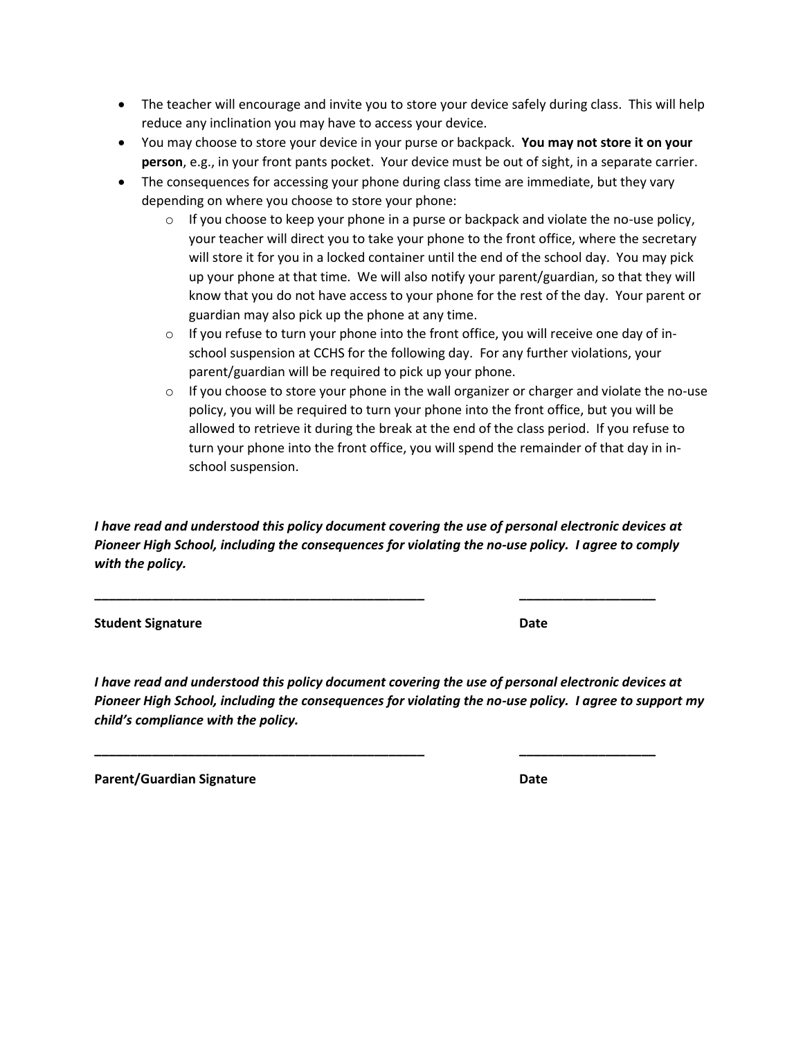- The teacher will encourage and invite you to store your device safely during class. This will help reduce any inclination you may have to access your device.
- You may choose to store your device in your purse or backpack. **You may not store it on your person**, e.g., in your front pants pocket. Your device must be out of sight, in a separate carrier.
- The consequences for accessing your phone during class time are immediate, but they vary depending on where you choose to store your phone:
  - If you choose to keep your phone in a purse or backpack and violate the no-use policy, your teacher will direct you to take your phone to the front office, where the secretary will store it for you in a locked container until the end of the school day. You may pick up your phone at that time. We will also notify your parent/guardian, so that they will know that you do not have access to your phone for the rest of the day. Your parent or guardian may also pick up the phone at any time.
  - If you refuse to turn your phone into the front office, you will receive one day of in-school suspension at CCHS for the following day. For any further violations, your parent/guardian will be required to pick up your phone.
  - If you choose to store your phone in the wall organizer or charger and violate the no-use policy, you will be required to turn your phone into the front office, but you will be allowed to retrieve it during the break at the end of the class period. If you refuse to turn your phone into the front office, you will spend the remainder of that day in in-school suspension.

***I have read and understood this policy document covering the use of personal electronic devices at Pioneer High School, including the consequences for violating the no-use policy. I agree to comply with the policy.***

_______________________________________________ ___________________

**Student Signature** **Date**

***I have read and understood this policy document covering the use of personal electronic devices at Pioneer High School, including the consequences for violating the no-use policy. I agree to support my child's compliance with the policy.***

_______________________________________________ ___________________

**Parent/Guardian Signature** **Date**